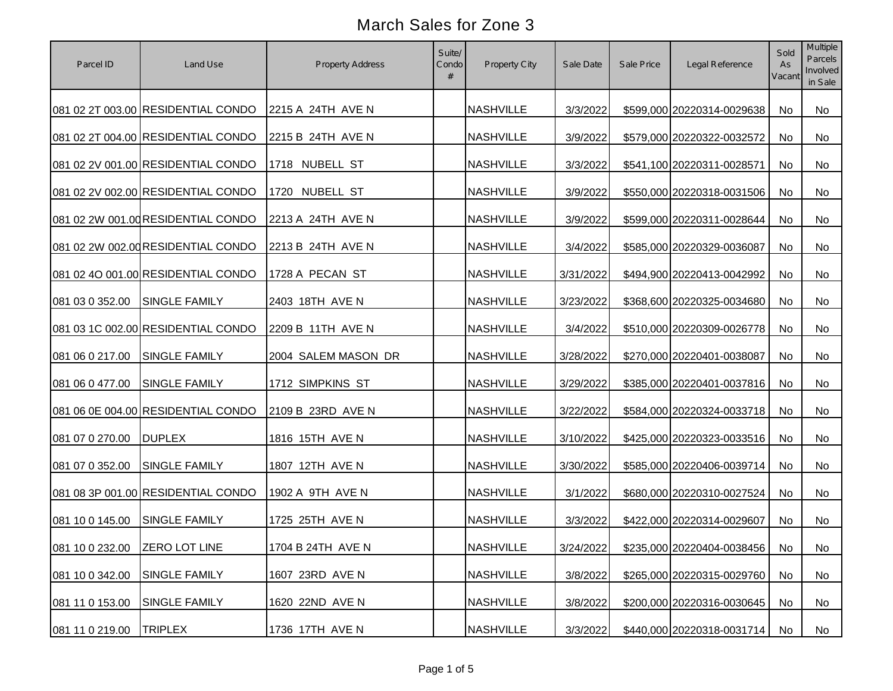# March Sales for Zone 3

| Parcel ID | Land Use | Property Address | Suite/ Condo # | Property City | Sale Date | Sale Price | Legal Reference | Sold As Vacant | Multiple Parcels Involved in Sale |
|---|---|---|---|---|---|---|---|---|---|
| 081 02 2T 003.00 | RESIDENTIAL CONDO | 2215 A 24TH AVE N | | NASHVILLE | 3/3/2022 | $599,000 | 20220314-0029638 | No | No |
| 081 02 2T 004.00 | RESIDENTIAL CONDO | 2215 B 24TH AVE N | | NASHVILLE | 3/9/2022 | $579,000 | 20220322-0032572 | No | No |
| 081 02 2V 001.00 | RESIDENTIAL CONDO | 1718 NUBELL ST | | NASHVILLE | 3/3/2022 | $541,100 | 20220311-0028571 | No | No |
| 081 02 2V 002.00 | RESIDENTIAL CONDO | 1720 NUBELL ST | | NASHVILLE | 3/9/2022 | $550,000 | 20220318-0031506 | No | No |
| 081 02 2W 001.00 | RESIDENTIAL CONDO | 2213 A 24TH AVE N | | NASHVILLE | 3/9/2022 | $599,000 | 20220311-0028644 | No | No |
| 081 02 2W 002.00 | RESIDENTIAL CONDO | 2213 B 24TH AVE N | | NASHVILLE | 3/4/2022 | $585,000 | 20220329-0036087 | No | No |
| 081 02 4O 001.00 | RESIDENTIAL CONDO | 1728 A PECAN ST | | NASHVILLE | 3/31/2022 | $494,900 | 20220413-0042992 | No | No |
| 081 03 0 352.00 | SINGLE FAMILY | 2403 18TH AVE N | | NASHVILLE | 3/23/2022 | $368,600 | 20220325-0034680 | No | No |
| 081 03 1C 002.00 | RESIDENTIAL CONDO | 2209 B 11TH AVE N | | NASHVILLE | 3/4/2022 | $510,000 | 20220309-0026778 | No | No |
| 081 06 0 217.00 | SINGLE FAMILY | 2004 SALEM MASON DR | | NASHVILLE | 3/28/2022 | $270,000 | 20220401-0038087 | No | No |
| 081 06 0 477.00 | SINGLE FAMILY | 1712 SIMPKINS ST | | NASHVILLE | 3/29/2022 | $385,000 | 20220401-0037816 | No | No |
| 081 06 0E 004.00 | RESIDENTIAL CONDO | 2109 B 23RD AVE N | | NASHVILLE | 3/22/2022 | $584,000 | 20220324-0033718 | No | No |
| 081 07 0 270.00 | DUPLEX | 1816 15TH AVE N | | NASHVILLE | 3/10/2022 | $425,000 | 20220323-0033516 | No | No |
| 081 07 0 352.00 | SINGLE FAMILY | 1807 12TH AVE N | | NASHVILLE | 3/30/2022 | $585,000 | 20220406-0039714 | No | No |
| 081 08 3P 001.00 | RESIDENTIAL CONDO | 1902 A 9TH AVE N | | NASHVILLE | 3/1/2022 | $680,000 | 20220310-0027524 | No | No |
| 081 10 0 145.00 | SINGLE FAMILY | 1725 25TH AVE N | | NASHVILLE | 3/3/2022 | $422,000 | 20220314-0029607 | No | No |
| 081 10 0 232.00 | ZERO LOT LINE | 1704 B 24TH AVE N | | NASHVILLE | 3/24/2022 | $235,000 | 20220404-0038456 | No | No |
| 081 10 0 342.00 | SINGLE FAMILY | 1607 23RD AVE N | | NASHVILLE | 3/8/2022 | $265,000 | 20220315-0029760 | No | No |
| 081 11 0 153.00 | SINGLE FAMILY | 1620 22ND AVE N | | NASHVILLE | 3/8/2022 | $200,000 | 20220316-0030645 | No | No |
| 081 11 0 219.00 | TRIPLEX | 1736 17TH AVE N | | NASHVILLE | 3/3/2022 | $440,000 | 20220318-0031714 | No | No |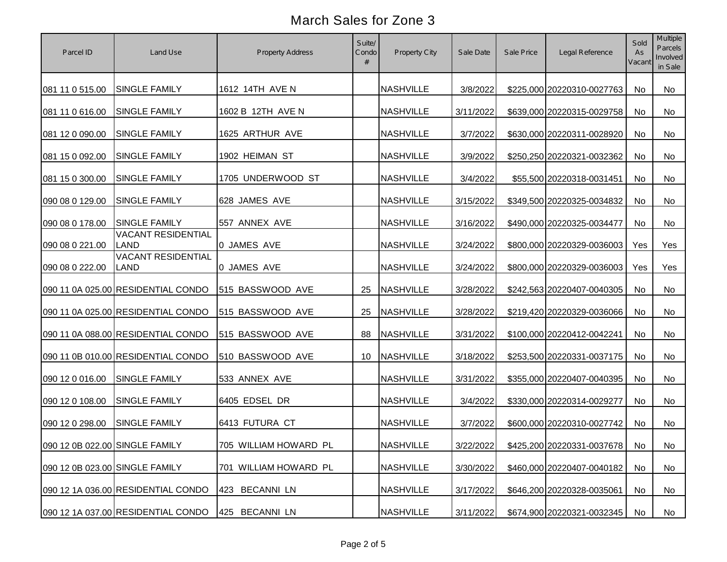# March Sales for Zone 3

| Parcel ID | Land Use | Property Address | Suite/ Condo # | Property City | Sale Date | Sale Price | Legal Reference | Sold As Vacant | Multiple Parcels Involved in Sale |
|---|---|---|---|---|---|---|---|---|---|
| 081 11 0 515.00 | SINGLE FAMILY | 1612 14TH AVE N | | NASHVILLE | 3/8/2022 | $225,000 | 20220310-0027763 | No | No |
| 081 11 0 616.00 | SINGLE FAMILY | 1602 B 12TH AVE N | | NASHVILLE | 3/11/2022 | $639,000 | 20220315-0029758 | No | No |
| 081 12 0 090.00 | SINGLE FAMILY | 1625 ARTHUR AVE | | NASHVILLE | 3/7/2022 | $630,000 | 20220311-0028920 | No | No |
| 081 15 0 092.00 | SINGLE FAMILY | 1902 HEIMAN ST | | NASHVILLE | 3/9/2022 | $250,250 | 20220321-0032362 | No | No |
| 081 15 0 300.00 | SINGLE FAMILY | 1705 UNDERWOOD ST | | NASHVILLE | 3/4/2022 | $55,500 | 20220318-0031451 | No | No |
| 090 08 0 129.00 | SINGLE FAMILY | 628 JAMES AVE | | NASHVILLE | 3/15/2022 | $349,500 | 20220325-0034832 | No | No |
| 090 08 0 178.00 | SINGLE FAMILY | 557 ANNEX AVE | | NASHVILLE | 3/16/2022 | $490,000 | 20220325-0034477 | No | No |
| 090 08 0 221.00 | VACANT RESIDENTIAL LAND | 0 JAMES AVE | | NASHVILLE | 3/24/2022 | $800,000 | 20220329-0036003 | Yes | Yes |
| 090 08 0 222.00 | VACANT RESIDENTIAL LAND | 0 JAMES AVE | | NASHVILLE | 3/24/2022 | $800,000 | 20220329-0036003 | Yes | Yes |
| 090 11 0A 025.00 | RESIDENTIAL CONDO | 515 BASSWOOD AVE | 25 | NASHVILLE | 3/28/2022 | $242,563 | 20220407-0040305 | No | No |
| 090 11 0A 025.00 | RESIDENTIAL CONDO | 515 BASSWOOD AVE | 25 | NASHVILLE | 3/28/2022 | $219,420 | 20220329-0036066 | No | No |
| 090 11 0A 088.00 | RESIDENTIAL CONDO | 515 BASSWOOD AVE | 88 | NASHVILLE | 3/31/2022 | $100,000 | 20220412-0042241 | No | No |
| 090 11 0B 010.00 | RESIDENTIAL CONDO | 510 BASSWOOD AVE | 10 | NASHVILLE | 3/18/2022 | $253,500 | 20220331-0037175 | No | No |
| 090 12 0 016.00 | SINGLE FAMILY | 533 ANNEX AVE | | NASHVILLE | 3/31/2022 | $355,000 | 20220407-0040395 | No | No |
| 090 12 0 108.00 | SINGLE FAMILY | 6405 EDSEL DR | | NASHVILLE | 3/4/2022 | $330,000 | 20220314-0029277 | No | No |
| 090 12 0 298.00 | SINGLE FAMILY | 6413 FUTURA CT | | NASHVILLE | 3/7/2022 | $600,000 | 20220310-0027742 | No | No |
| 090 12 0B 022.00 | SINGLE FAMILY | 705 WILLIAM HOWARD PL | | NASHVILLE | 3/22/2022 | $425,200 | 20220331-0037678 | No | No |
| 090 12 0B 023.00 | SINGLE FAMILY | 701 WILLIAM HOWARD PL | | NASHVILLE | 3/30/2022 | $460,000 | 20220407-0040182 | No | No |
| 090 12 1A 036.00 | RESIDENTIAL CONDO | 423 BECANNI LN | | NASHVILLE | 3/17/2022 | $646,200 | 20220328-0035061 | No | No |
| 090 12 1A 037.00 | RESIDENTIAL CONDO | 425 BECANNI LN | | NASHVILLE | 3/11/2022 | $674,900 | 20220321-0032345 | No | No |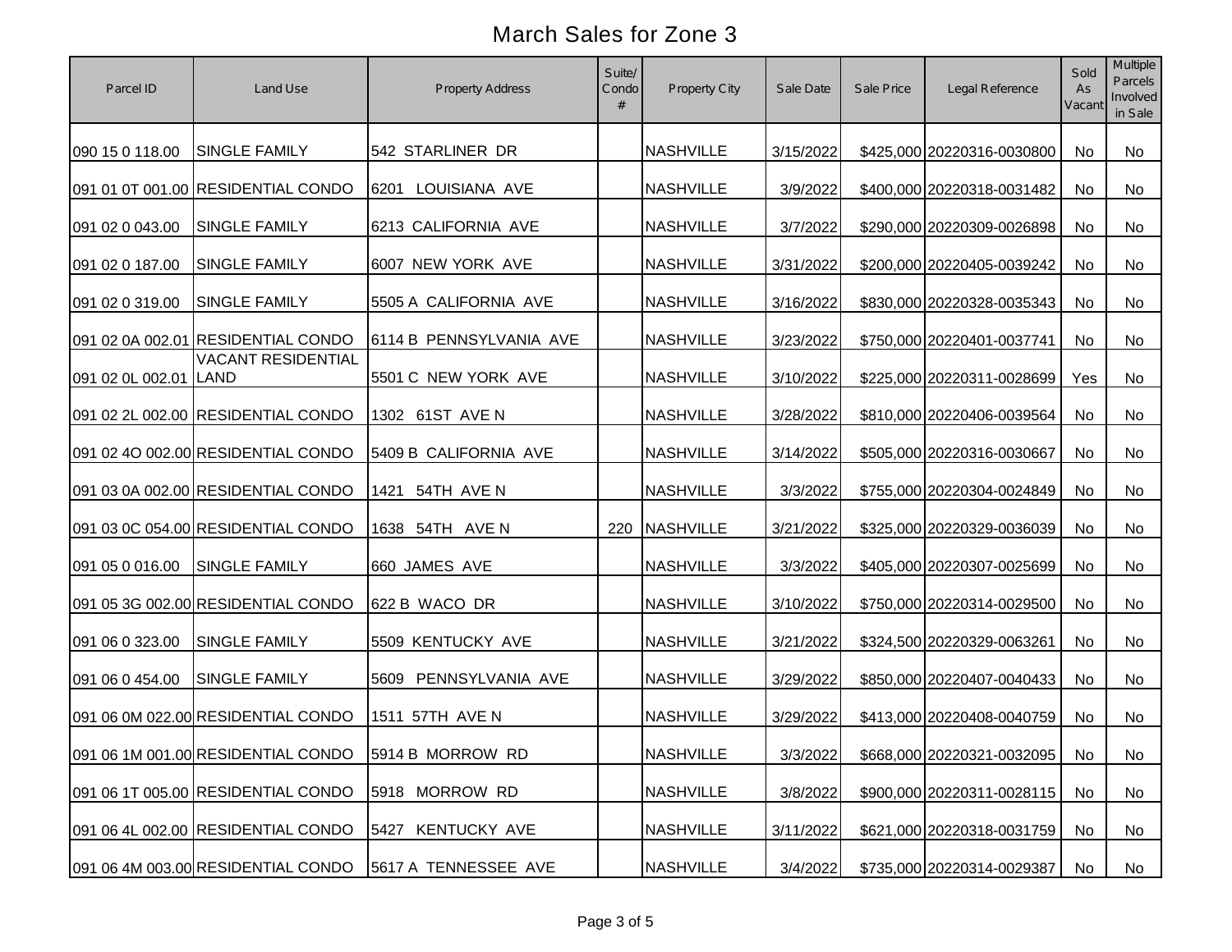# March Sales for Zone 3

| Parcel ID | Land Use | Property Address | Suite/ Condo # | Property City | Sale Date | Sale Price | Legal Reference | Sold As Vacant | Multiple Parcels Involved in Sale |
|---|---|---|---|---|---|---|---|---|---|
| 090 15 0 118.00 | SINGLE FAMILY | 542 STARLINER DR | | NASHVILLE | 3/15/2022 | $425,000 | 20220316-0030800 | No | No |
| 091 01 0T 001.00 | RESIDENTIAL CONDO | 6201 LOUISIANA AVE | | NASHVILLE | 3/9/2022 | $400,000 | 20220318-0031482 | No | No |
| 091 02 0 043.00 | SINGLE FAMILY | 6213 CALIFORNIA AVE | | NASHVILLE | 3/7/2022 | $290,000 | 20220309-0026898 | No | No |
| 091 02 0 187.00 | SINGLE FAMILY | 6007 NEW YORK AVE | | NASHVILLE | 3/31/2022 | $200,000 | 20220405-0039242 | No | No |
| 091 02 0 319.00 | SINGLE FAMILY | 5505 A CALIFORNIA AVE | | NASHVILLE | 3/16/2022 | $830,000 | 20220328-0035343 | No | No |
| 091 02 0A 002.01 | RESIDENTIAL CONDO | 6114 B PENNSYLVANIA AVE | | NASHVILLE | 3/23/2022 | $750,000 | 20220401-0037741 | No | No |
| 091 02 0L 002.01 | VACANT RESIDENTIAL LAND | 5501 C NEW YORK AVE | | NASHVILLE | 3/10/2022 | $225,000 | 20220311-0028699 | Yes | No |
| 091 02 2L 002.00 | RESIDENTIAL CONDO | 1302 61ST AVE N | | NASHVILLE | 3/28/2022 | $810,000 | 20220406-0039564 | No | No |
| 091 02 4O 002.00 | RESIDENTIAL CONDO | 5409 B CALIFORNIA AVE | | NASHVILLE | 3/14/2022 | $505,000 | 20220316-0030667 | No | No |
| 091 03 0A 002.00 | RESIDENTIAL CONDO | 1421 54TH AVE N | | NASHVILLE | 3/3/2022 | $755,000 | 20220304-0024849 | No | No |
| 091 03 0C 054.00 | RESIDENTIAL CONDO | 1638 54TH AVE N | 220 | NASHVILLE | 3/21/2022 | $325,000 | 20220329-0036039 | No | No |
| 091 05 0 016.00 | SINGLE FAMILY | 660 JAMES AVE | | NASHVILLE | 3/3/2022 | $405,000 | 20220307-0025699 | No | No |
| 091 05 3G 002.00 | RESIDENTIAL CONDO | 622 B WACO DR | | NASHVILLE | 3/10/2022 | $750,000 | 20220314-0029500 | No | No |
| 091 06 0 323.00 | SINGLE FAMILY | 5509 KENTUCKY AVE | | NASHVILLE | 3/21/2022 | $324,500 | 20220329-0063261 | No | No |
| 091 06 0 454.00 | SINGLE FAMILY | 5609 PENNSYLVANIA AVE | | NASHVILLE | 3/29/2022 | $850,000 | 20220407-0040433 | No | No |
| 091 06 0M 022.00 | RESIDENTIAL CONDO | 1511 57TH AVE N | | NASHVILLE | 3/29/2022 | $413,000 | 20220408-0040759 | No | No |
| 091 06 1M 001.00 | RESIDENTIAL CONDO | 5914 B MORROW RD | | NASHVILLE | 3/3/2022 | $668,000 | 20220321-0032095 | No | No |
| 091 06 1T 005.00 | RESIDENTIAL CONDO | 5918 MORROW RD | | NASHVILLE | 3/8/2022 | $900,000 | 20220311-0028115 | No | No |
| 091 06 4L 002.00 | RESIDENTIAL CONDO | 5427 KENTUCKY AVE | | NASHVILLE | 3/11/2022 | $621,000 | 20220318-0031759 | No | No |
| 091 06 4M 003.00 | RESIDENTIAL CONDO | 5617 A TENNESSEE AVE | | NASHVILLE | 3/4/2022 | $735,000 | 20220314-0029387 | No | No |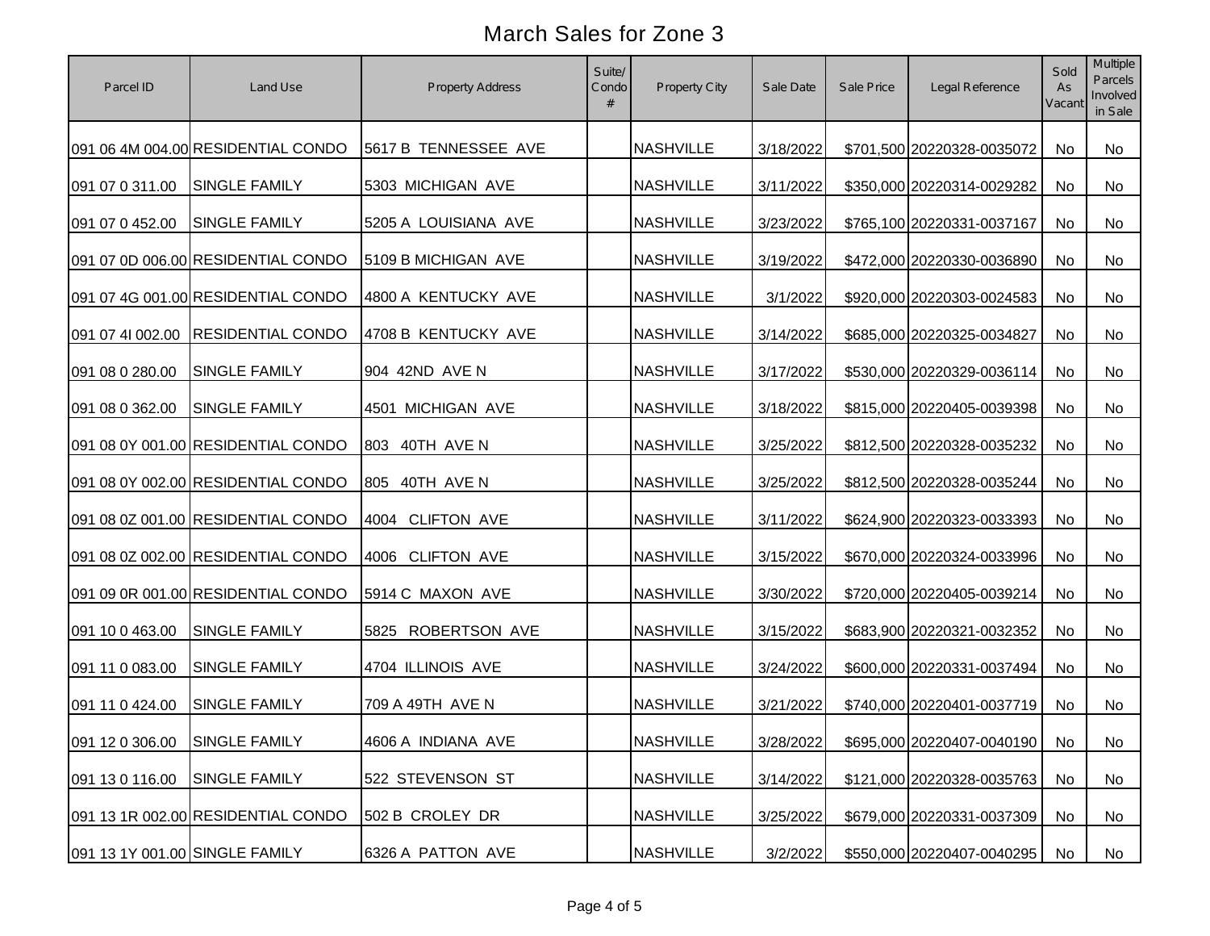# March Sales for Zone 3

| Parcel ID | Land Use | Property Address | Suite/ Condo # | Property City | Sale Date | Sale Price | Legal Reference | Sold As Vacant | Multiple Parcels Involved in Sale |
|---|---|---|---|---|---|---|---|---|---|
| 091 06 4M 004.00 | RESIDENTIAL CONDO | 5617 B TENNESSEE AVE | | NASHVILLE | 3/18/2022 | $701,500 | 20220328-0035072 | No | No |
| 091 07 0 311.00 | SINGLE FAMILY | 5303 MICHIGAN AVE | | NASHVILLE | 3/11/2022 | $350,000 | 20220314-0029282 | No | No |
| 091 07 0 452.00 | SINGLE FAMILY | 5205 A LOUISIANA AVE | | NASHVILLE | 3/23/2022 | $765,100 | 20220331-0037167 | No | No |
| 091 07 0D 006.00 | RESIDENTIAL CONDO | 5109 B MICHIGAN AVE | | NASHVILLE | 3/19/2022 | $472,000 | 20220330-0036890 | No | No |
| 091 07 4G 001.00 | RESIDENTIAL CONDO | 4800 A KENTUCKY AVE | | NASHVILLE | 3/1/2022 | $920,000 | 20220303-0024583 | No | No |
| 091 07 4I 002.00 | RESIDENTIAL CONDO | 4708 B KENTUCKY AVE | | NASHVILLE | 3/14/2022 | $685,000 | 20220325-0034827 | No | No |
| 091 08 0 280.00 | SINGLE FAMILY | 904 42ND AVE N | | NASHVILLE | 3/17/2022 | $530,000 | 20220329-0036114 | No | No |
| 091 08 0 362.00 | SINGLE FAMILY | 4501 MICHIGAN AVE | | NASHVILLE | 3/18/2022 | $815,000 | 20220405-0039398 | No | No |
| 091 08 0Y 001.00 | RESIDENTIAL CONDO | 803 40TH AVE N | | NASHVILLE | 3/25/2022 | $812,500 | 20220328-0035232 | No | No |
| 091 08 0Y 002.00 | RESIDENTIAL CONDO | 805 40TH AVE N | | NASHVILLE | 3/25/2022 | $812,500 | 20220328-0035244 | No | No |
| 091 08 0Z 001.00 | RESIDENTIAL CONDO | 4004 CLIFTON AVE | | NASHVILLE | 3/11/2022 | $624,900 | 20220323-0033393 | No | No |
| 091 08 0Z 002.00 | RESIDENTIAL CONDO | 4006 CLIFTON AVE | | NASHVILLE | 3/15/2022 | $670,000 | 20220324-0033996 | No | No |
| 091 09 0R 001.00 | RESIDENTIAL CONDO | 5914 C MAXON AVE | | NASHVILLE | 3/30/2022 | $720,000 | 20220405-0039214 | No | No |
| 091 10 0 463.00 | SINGLE FAMILY | 5825 ROBERTSON AVE | | NASHVILLE | 3/15/2022 | $683,900 | 20220321-0032352 | No | No |
| 091 11 0 083.00 | SINGLE FAMILY | 4704 ILLINOIS AVE | | NASHVILLE | 3/24/2022 | $600,000 | 20220331-0037494 | No | No |
| 091 11 0 424.00 | SINGLE FAMILY | 709 A 49TH AVE N | | NASHVILLE | 3/21/2022 | $740,000 | 20220401-0037719 | No | No |
| 091 12 0 306.00 | SINGLE FAMILY | 4606 A INDIANA AVE | | NASHVILLE | 3/28/2022 | $695,000 | 20220407-0040190 | No | No |
| 091 13 0 116.00 | SINGLE FAMILY | 522 STEVENSON ST | | NASHVILLE | 3/14/2022 | $121,000 | 20220328-0035763 | No | No |
| 091 13 1R 002.00 | RESIDENTIAL CONDO | 502 B CROLEY DR | | NASHVILLE | 3/25/2022 | $679,000 | 20220331-0037309 | No | No |
| 091 13 1Y 001.00 | SINGLE FAMILY | 6326 A PATTON AVE | | NASHVILLE | 3/2/2022 | $550,000 | 20220407-0040295 | No | No |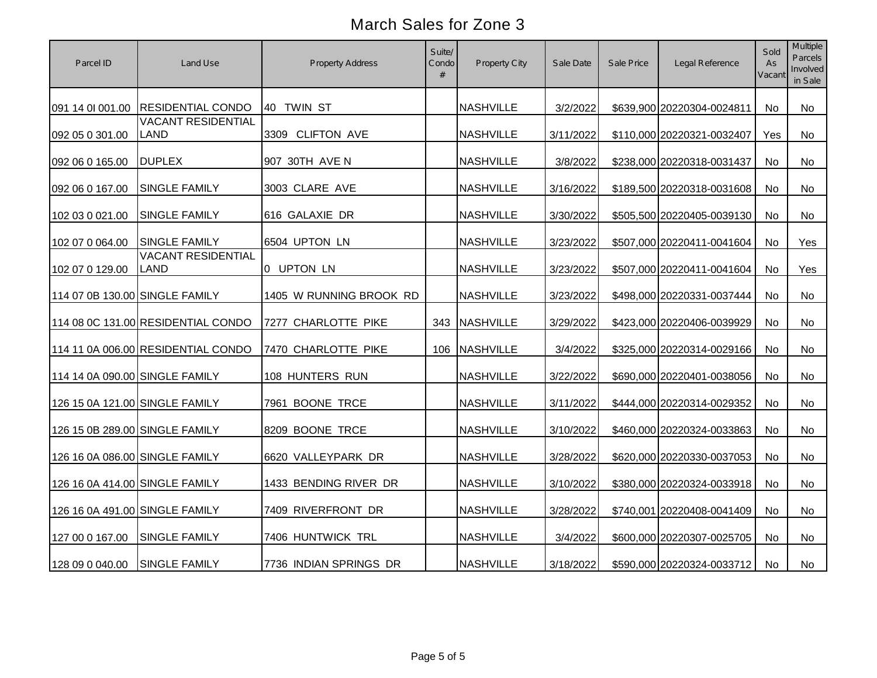# March Sales for Zone 3

| Parcel ID | Land Use | Property Address | Suite/ Condo # | Property City | Sale Date | Sale Price | Legal Reference | Sold As Vacant | Multiple Parcels Involved in Sale |
|---|---|---|---|---|---|---|---|---|---|
| 091 14 0I 001.00 | RESIDENTIAL CONDO | 40 TWIN ST | | NASHVILLE | 3/2/2022 | $639,900 | 20220304-0024811 | No | No |
| 092 05 0 301.00 | VACANT RESIDENTIAL LAND | 3309 CLIFTON AVE | | NASHVILLE | 3/11/2022 | $110,000 | 20220321-0032407 | Yes | No |
| 092 06 0 165.00 | DUPLEX | 907 30TH AVE N | | NASHVILLE | 3/8/2022 | $238,000 | 20220318-0031437 | No | No |
| 092 06 0 167.00 | SINGLE FAMILY | 3003 CLARE AVE | | NASHVILLE | 3/16/2022 | $189,500 | 20220318-0031608 | No | No |
| 102 03 0 021.00 | SINGLE FAMILY | 616 GALAXIE DR | | NASHVILLE | 3/30/2022 | $505,500 | 20220405-0039130 | No | No |
| 102 07 0 064.00 | SINGLE FAMILY | 6504 UPTON LN | | NASHVILLE | 3/23/2022 | $507,000 | 20220411-0041604 | No | Yes |
| 102 07 0 129.00 | VACANT RESIDENTIAL LAND | 0 UPTON LN | | NASHVILLE | 3/23/2022 | $507,000 | 20220411-0041604 | No | Yes |
| 114 07 0B 130.00 | SINGLE FAMILY | 1405 W RUNNING BROOK RD | | NASHVILLE | 3/23/2022 | $498,000 | 20220331-0037444 | No | No |
| 114 08 0C 131.00 | RESIDENTIAL CONDO | 7277 CHARLOTTE PIKE | 343 | NASHVILLE | 3/29/2022 | $423,000 | 20220406-0039929 | No | No |
| 114 11 0A 006.00 | RESIDENTIAL CONDO | 7470 CHARLOTTE PIKE | 106 | NASHVILLE | 3/4/2022 | $325,000 | 20220314-0029166 | No | No |
| 114 14 0A 090.00 | SINGLE FAMILY | 108 HUNTERS RUN | | NASHVILLE | 3/22/2022 | $690,000 | 20220401-0038056 | No | No |
| 126 15 0A 121.00 | SINGLE FAMILY | 7961 BOONE TRCE | | NASHVILLE | 3/11/2022 | $444,000 | 20220314-0029352 | No | No |
| 126 15 0B 289.00 | SINGLE FAMILY | 8209 BOONE TRCE | | NASHVILLE | 3/10/2022 | $460,000 | 20220324-0033863 | No | No |
| 126 16 0A 086.00 | SINGLE FAMILY | 6620 VALLEYPARK DR | | NASHVILLE | 3/28/2022 | $620,000 | 20220330-0037053 | No | No |
| 126 16 0A 414.00 | SINGLE FAMILY | 1433 BENDING RIVER DR | | NASHVILLE | 3/10/2022 | $380,000 | 20220324-0033918 | No | No |
| 126 16 0A 491.00 | SINGLE FAMILY | 7409 RIVERFRONT DR | | NASHVILLE | 3/28/2022 | $740,001 | 20220408-0041409 | No | No |
| 127 00 0 167.00 | SINGLE FAMILY | 7406 HUNTWICK TRL | | NASHVILLE | 3/4/2022 | $600,000 | 20220307-0025705 | No | No |
| 128 09 0 040.00 | SINGLE FAMILY | 7736 INDIAN SPRINGS DR | | NASHVILLE | 3/18/2022 | $590,000 | 20220324-0033712 | No | No |